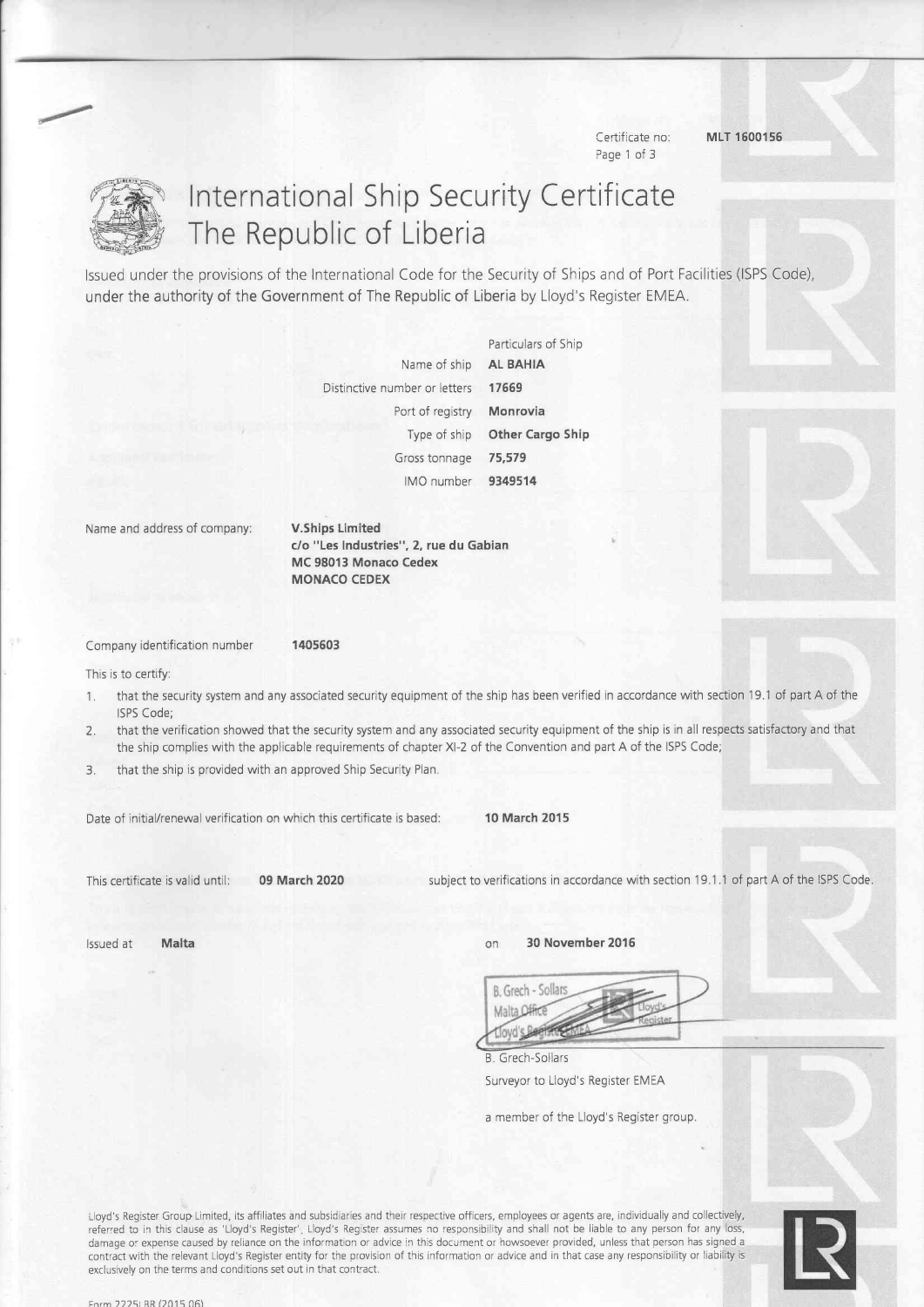Certificate no: **MLT 1600156**

# International Ship Security Certificate
# The Republic of Liberia

Issued under the provisions of the International Code for the Security of Ships and of Port Facilities (ISPS Code), under the authority of the Government of The Republic of Liberia by Lloyd's Register EMEA.

| | Particulars of Ship |
|---|---|
| Name of ship | **AL BAHIA** |
| Distinctive number or letters | **17669** |
| Port of registry | **Monrovia** |
| Type of ship | **Other Cargo Ship** |
| Gross tonnage | **75,579** |
| IMO number | **9349514** |

Name and address of company: **V.Ships Limited**
**c/o "Les Industries", 2, rue du Gabian**
**MC 98013 Monaco Cedex**
**MONACO CEDEX**

Company identification number **1405603**

This is to certify:

1. that the security system and any associated security equipment of the ship has been verified in accordance with section 19.1 of part A of the ISPS Code;
2. that the verification showed that the security system and any associated security equipment of the ship is in all respects satisfactory and that the ship complies with the applicable requirements of chapter XI-2 of the Convention and part A of the ISPS Code;
3. that the ship is provided with an approved Ship Security Plan.

Date of initial/renewal verification on which this certificate is based: **10 March 2015**

This certificate is valid until: **09 March 2020** subject to verifications in accordance with section 19.1.1 of part A of the ISPS Code.

Issued at **Malta** on **30 November 2016**

B. Grech - Sollars
Malta Office
Lloyd's Register EMEA

B. Grech-Sollars
Surveyor to Lloyd's Register EMEA

a member of the Lloyd's Register group.

Lloyd's Register Group Limited, its affiliates and subsidiaries and their respective officers, employees or agents are, individually and collectively, referred to in this clause as 'Lloyd's Register'. Lloyd's Register assumes no responsibility and shall not be liable to any person for any loss, damage or expense caused by reliance on the information or advice in this document or howsoever provided, unless that person has signed a contract with the relevant Lloyd's Register entity for the provision of this information or advice and in that case any responsibility or liability is exclusively on the terms and conditions set out in that contract.

Form 2225LBR (2015.06)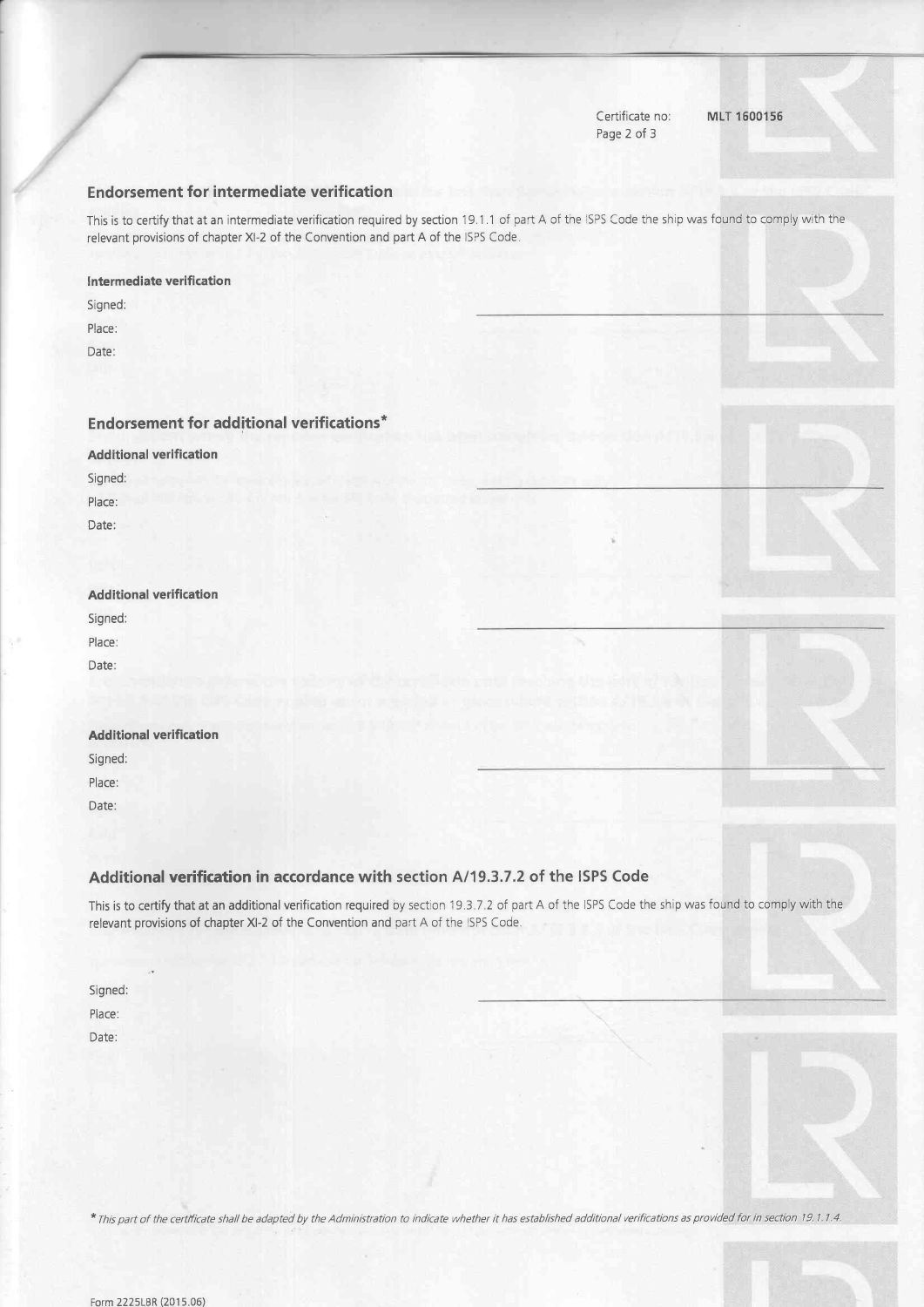Certificate no: **MLT 1600156**

## Endorsement for intermediate verification

This is to certify that at an intermediate verification required by section 19.1.1 of part A of the ISPS Code the ship was found to comply with the relevant provisions of chapter XI-2 of the Convention and part A of the ISPS Code.

**Intermediate verification**

Signed:

Place:

Date:

## Endorsement for additional verifications*

**Additional verification**

Signed:

Place:

Date:

**Additional verification**

Signed:

Place:

Date:

**Additional verification**

Signed:

Place:

Date:

## Additional verification in accordance with section A/19.3.7.2 of the ISPS Code

This is to certify that at an additional verification required by section 19.3.7.2 of part A of the ISPS Code the ship was found to comply with the relevant provisions of chapter XI-2 of the Convention and part A of the ISPS Code.

Signed:

Place:

Date:

** This part of the certificate shall be adapted by the Administration to indicate whether it has established additional verifications as provided for in section 19.1.1.4.*

Form 2225LBR (2015.06)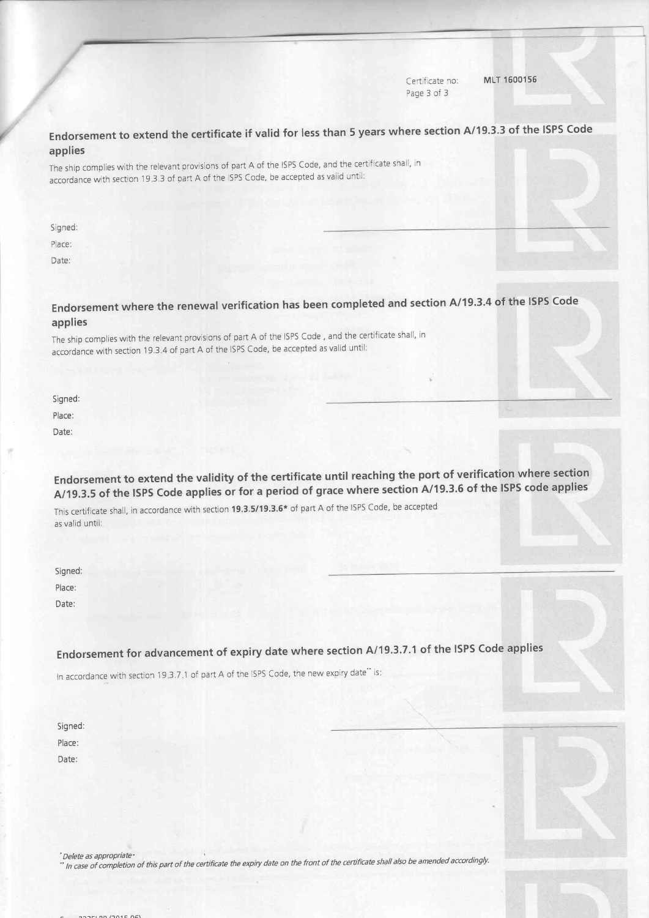Certificate no: **MLT 1600156**

## Endorsement to extend the certificate if valid for less than 5 years where section A/19.3.3 of the ISPS Code applies

The ship complies with the relevant provisions of part A of the ISPS Code, and the certificate shall, in accordance with section 19.3.3 of part A of the ISPS Code, be accepted as valid until:

Signed: \_\_\_\_\_\_\_\_\_\_\_\_\_\_\_\_\_\_\_\_\_\_\_\_\_\_\_\_\_\_

Place:

Date:

## Endorsement where the renewal verification has been completed and section A/19.3.4 of the ISPS Code applies

The ship complies with the relevant provisions of part A of the ISPS Code , and the certificate shall, in accordance with section 19.3.4 of part A of the ISPS Code, be accepted as valid until:

Signed: \_\_\_\_\_\_\_\_\_\_\_\_\_\_\_\_\_\_\_\_\_\_\_\_\_\_\_\_\_\_

Place:

Date:

## Endorsement to extend the validity of the certificate until reaching the port of verification where section A/19.3.5 of the ISPS Code applies or for a period of grace where section A/19.3.6 of the ISPS code applies

This certificate shall, in accordance with section **19.3.5/19.3.6*** of part A of the ISPS Code, be accepted as valid until:

Signed: \_\_\_\_\_\_\_\_\_\_\_\_\_\_\_\_\_\_\_\_\_\_\_\_\_\_\_\_\_\_

Place:

Date:

## Endorsement for advancement of expiry date where section A/19.3.7.1 of the ISPS Code applies

In accordance with section 19.3.7.1 of part A of the ISPS Code, the new expiry date** is:

Signed: \_\_\_\_\_\_\_\_\_\_\_\_\_\_\_\_\_\_\_\_\_\_\_\_\_\_\_\_\_\_

Place:

Date:

*\* Delete as appropriate*

*\*\* In case of completion of this part of the certificate the expiry date on the front of the certificate shall also be amended accordingly.*